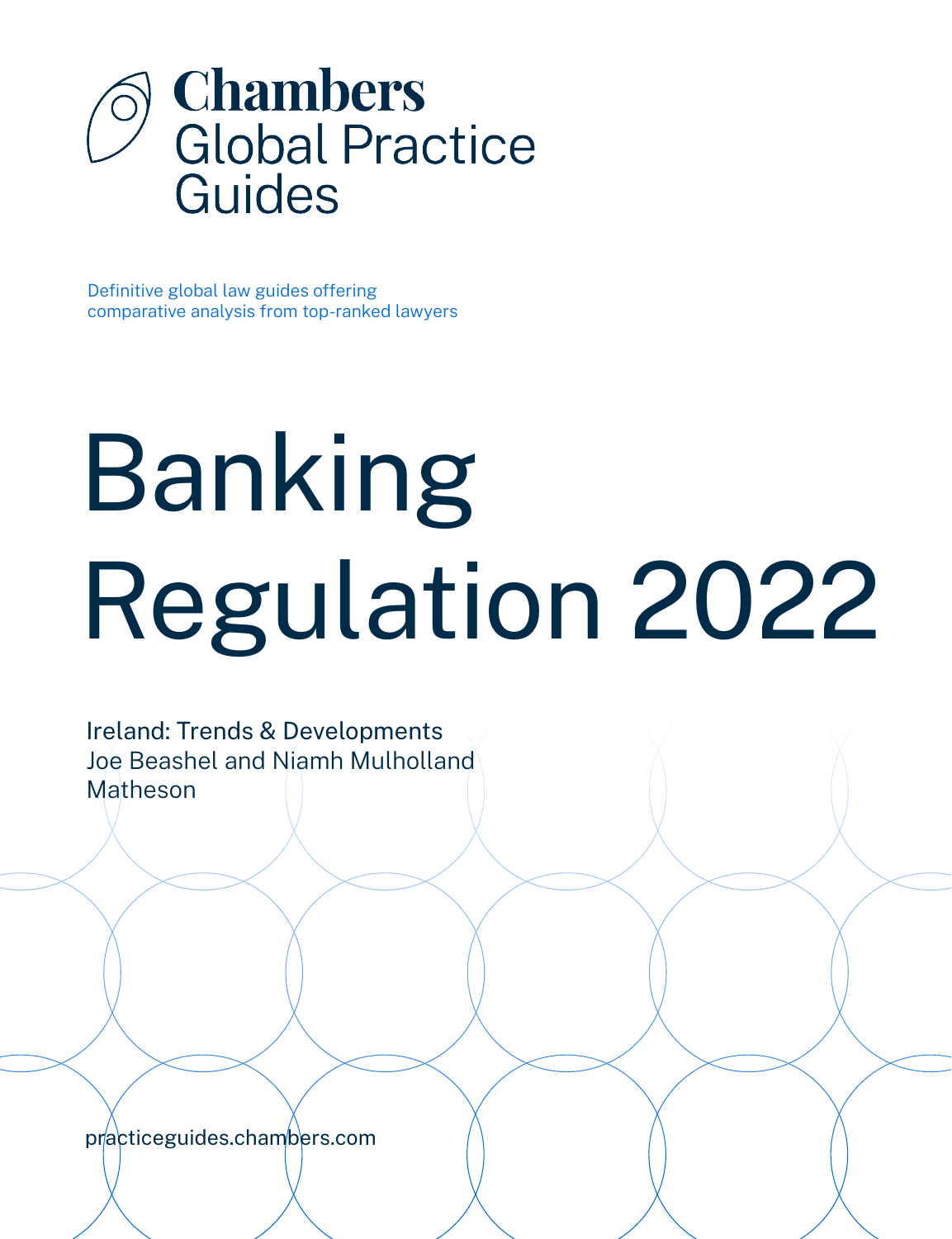Chambers
Global Practice Guides

Definitive global law guides offering comparative analysis from top-ranked lawyers

# Banking Regulation 2022

Ireland: Trends & Developments
Joe Beashel and Niamh Mulholland
Matheson

practiceguides.chambers.com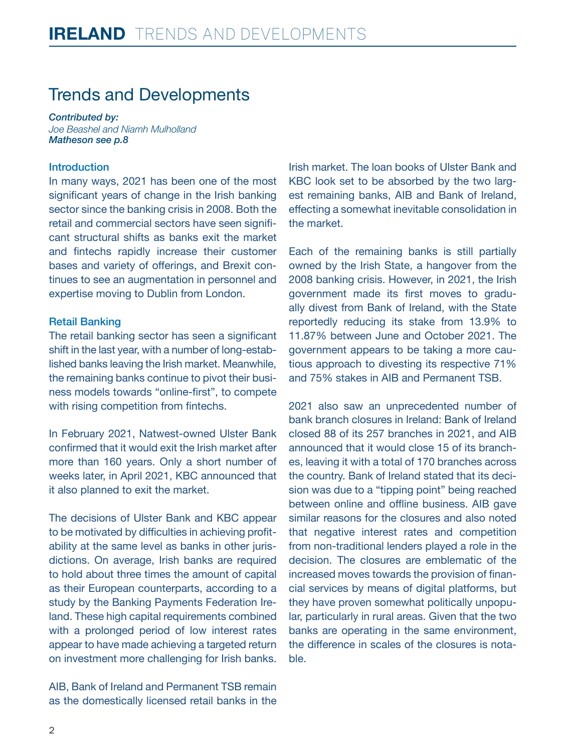# Trends and Developments

***Contributed by:***
*Joe Beashel and Niamh Mulholland*
***Matheson see p.8***

## Introduction

In many ways, 2021 has been one of the most significant years of change in the Irish banking sector since the banking crisis in 2008. Both the retail and commercial sectors have seen significant structural shifts as banks exit the market and fintechs rapidly increase their customer bases and variety of offerings, and Brexit continues to see an augmentation in personnel and expertise moving to Dublin from London.

## Retail Banking

The retail banking sector has seen a significant shift in the last year, with a number of long-established banks leaving the Irish market. Meanwhile, the remaining banks continue to pivot their business models towards "online-first", to compete with rising competition from fintechs.

In February 2021, Natwest-owned Ulster Bank confirmed that it would exit the Irish market after more than 160 years. Only a short number of weeks later, in April 2021, KBC announced that it also planned to exit the market.

The decisions of Ulster Bank and KBC appear to be motivated by difficulties in achieving profitability at the same level as banks in other jurisdictions. On average, Irish banks are required to hold about three times the amount of capital as their European counterparts, according to a study by the Banking Payments Federation Ireland. These high capital requirements combined with a prolonged period of low interest rates appear to have made achieving a targeted return on investment more challenging for Irish banks.

AIB, Bank of Ireland and Permanent TSB remain as the domestically licensed retail banks in the Irish market. The loan books of Ulster Bank and KBC look set to be absorbed by the two largest remaining banks, AIB and Bank of Ireland, effecting a somewhat inevitable consolidation in the market.

Each of the remaining banks is still partially owned by the Irish State, a hangover from the 2008 banking crisis. However, in 2021, the Irish government made its first moves to gradually divest from Bank of Ireland, with the State reportedly reducing its stake from 13.9% to 11.87% between June and October 2021. The government appears to be taking a more cautious approach to divesting its respective 71% and 75% stakes in AIB and Permanent TSB.

2021 also saw an unprecedented number of bank branch closures in Ireland: Bank of Ireland closed 88 of its 257 branches in 2021, and AIB announced that it would close 15 of its branches, leaving it with a total of 170 branches across the country. Bank of Ireland stated that its decision was due to a "tipping point" being reached between online and offline business. AIB gave similar reasons for the closures and also noted that negative interest rates and competition from non-traditional lenders played a role in the decision. The closures are emblematic of the increased moves towards the provision of financial services by means of digital platforms, but they have proven somewhat politically unpopular, particularly in rural areas. Given that the two banks are operating in the same environment, the difference in scales of the closures is notable.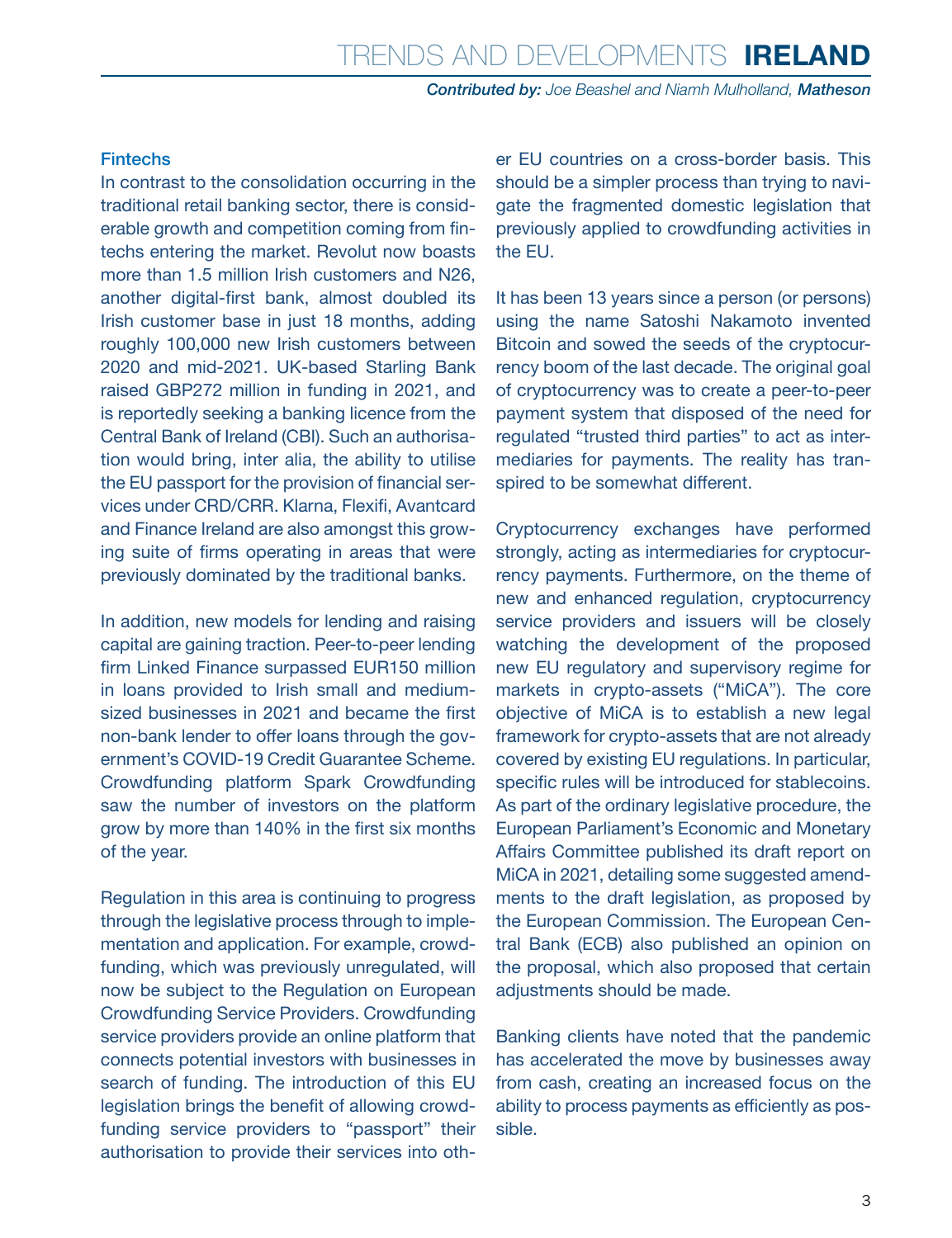### Fintechs

In contrast to the consolidation occurring in the traditional retail banking sector, there is considerable growth and competition coming from fintechs entering the market. Revolut now boasts more than 1.5 million Irish customers and N26, another digital-first bank, almost doubled its Irish customer base in just 18 months, adding roughly 100,000 new Irish customers between 2020 and mid-2021. UK-based Starling Bank raised GBP272 million in funding in 2021, and is reportedly seeking a banking licence from the Central Bank of Ireland (CBI). Such an authorisation would bring, inter alia, the ability to utilise the EU passport for the provision of financial services under CRD/CRR. Klarna, Flexifi, Avantcard and Finance Ireland are also amongst this growing suite of firms operating in areas that were previously dominated by the traditional banks.

In addition, new models for lending and raising capital are gaining traction. Peer-to-peer lending firm Linked Finance surpassed EUR150 million in loans provided to Irish small and medium-sized businesses in 2021 and became the first non-bank lender to offer loans through the government's COVID-19 Credit Guarantee Scheme. Crowdfunding platform Spark Crowdfunding saw the number of investors on the platform grow by more than 140% in the first six months of the year.

Regulation in this area is continuing to progress through the legislative process through to implementation and application. For example, crowdfunding, which was previously unregulated, will now be subject to the Regulation on European Crowdfunding Service Providers. Crowdfunding service providers provide an online platform that connects potential investors with businesses in search of funding. The introduction of this EU legislation brings the benefit of allowing crowdfunding service providers to "passport" their authorisation to provide their services into other EU countries on a cross-border basis. This should be a simpler process than trying to navigate the fragmented domestic legislation that previously applied to crowdfunding activities in the EU.

It has been 13 years since a person (or persons) using the name Satoshi Nakamoto invented Bitcoin and sowed the seeds of the cryptocurrency boom of the last decade. The original goal of cryptocurrency was to create a peer-to-peer payment system that disposed of the need for regulated "trusted third parties" to act as intermediaries for payments. The reality has transpired to be somewhat different.

Cryptocurrency exchanges have performed strongly, acting as intermediaries for cryptocurrency payments. Furthermore, on the theme of new and enhanced regulation, cryptocurrency service providers and issuers will be closely watching the development of the proposed new EU regulatory and supervisory regime for markets in crypto-assets ("MiCA"). The core objective of MiCA is to establish a new legal framework for crypto-assets that are not already covered by existing EU regulations. In particular, specific rules will be introduced for stablecoins. As part of the ordinary legislative procedure, the European Parliament's Economic and Monetary Affairs Committee published its draft report on MiCA in 2021, detailing some suggested amendments to the draft legislation, as proposed by the European Commission. The European Central Bank (ECB) also published an opinion on the proposal, which also proposed that certain adjustments should be made.

Banking clients have noted that the pandemic has accelerated the move by businesses away from cash, creating an increased focus on the ability to process payments as efficiently as possible.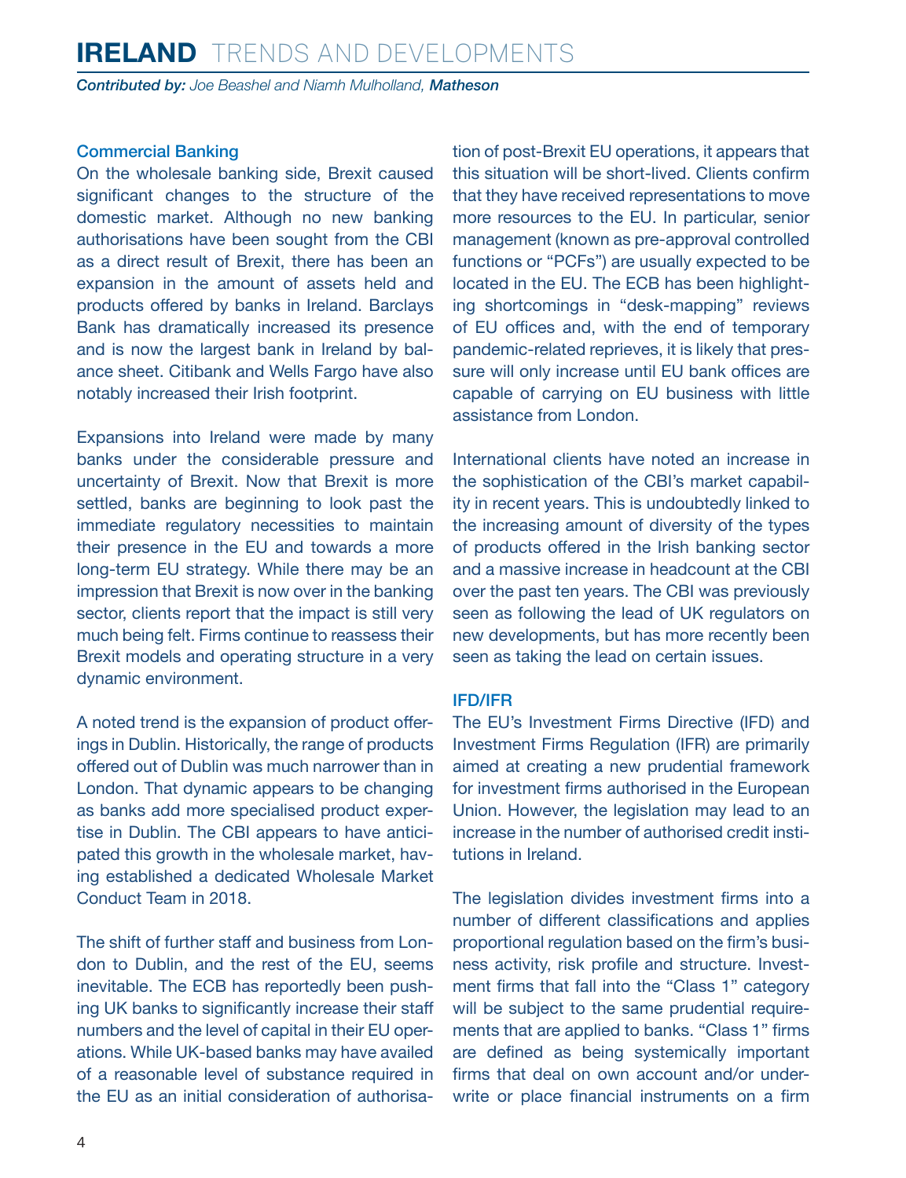## Commercial Banking

On the wholesale banking side, Brexit caused significant changes to the structure of the domestic market. Although no new banking authorisations have been sought from the CBI as a direct result of Brexit, there has been an expansion in the amount of assets held and products offered by banks in Ireland. Barclays Bank has dramatically increased its presence and is now the largest bank in Ireland by balance sheet. Citibank and Wells Fargo have also notably increased their Irish footprint.

Expansions into Ireland were made by many banks under the considerable pressure and uncertainty of Brexit. Now that Brexit is more settled, banks are beginning to look past the immediate regulatory necessities to maintain their presence in the EU and towards a more long-term EU strategy. While there may be an impression that Brexit is now over in the banking sector, clients report that the impact is still very much being felt. Firms continue to reassess their Brexit models and operating structure in a very dynamic environment.

A noted trend is the expansion of product offerings in Dublin. Historically, the range of products offered out of Dublin was much narrower than in London. That dynamic appears to be changing as banks add more specialised product expertise in Dublin. The CBI appears to have anticipated this growth in the wholesale market, having established a dedicated Wholesale Market Conduct Team in 2018.

The shift of further staff and business from London to Dublin, and the rest of the EU, seems inevitable. The ECB has reportedly been pushing UK banks to significantly increase their staff numbers and the level of capital in their EU operations. While UK-based banks may have availed of a reasonable level of substance required in the EU as an initial consideration of authorisation of post-Brexit EU operations, it appears that this situation will be short-lived. Clients confirm that they have received representations to move more resources to the EU. In particular, senior management (known as pre-approval controlled functions or "PCFs") are usually expected to be located in the EU. The ECB has been highlighting shortcomings in "desk-mapping" reviews of EU offices and, with the end of temporary pandemic-related reprieves, it is likely that pressure will only increase until EU bank offices are capable of carrying on EU business with little assistance from London.

International clients have noted an increase in the sophistication of the CBI's market capability in recent years. This is undoubtedly linked to the increasing amount of diversity of the types of products offered in the Irish banking sector and a massive increase in headcount at the CBI over the past ten years. The CBI was previously seen as following the lead of UK regulators on new developments, but has more recently been seen as taking the lead on certain issues.

## IFD/IFR

The EU's Investment Firms Directive (IFD) and Investment Firms Regulation (IFR) are primarily aimed at creating a new prudential framework for investment firms authorised in the European Union. However, the legislation may lead to an increase in the number of authorised credit institutions in Ireland.

The legislation divides investment firms into a number of different classifications and applies proportional regulation based on the firm's business activity, risk profile and structure. Investment firms that fall into the "Class 1" category will be subject to the same prudential requirements that are applied to banks. "Class 1" firms are defined as being systemically important firms that deal on own account and/or underwrite or place financial instruments on a firm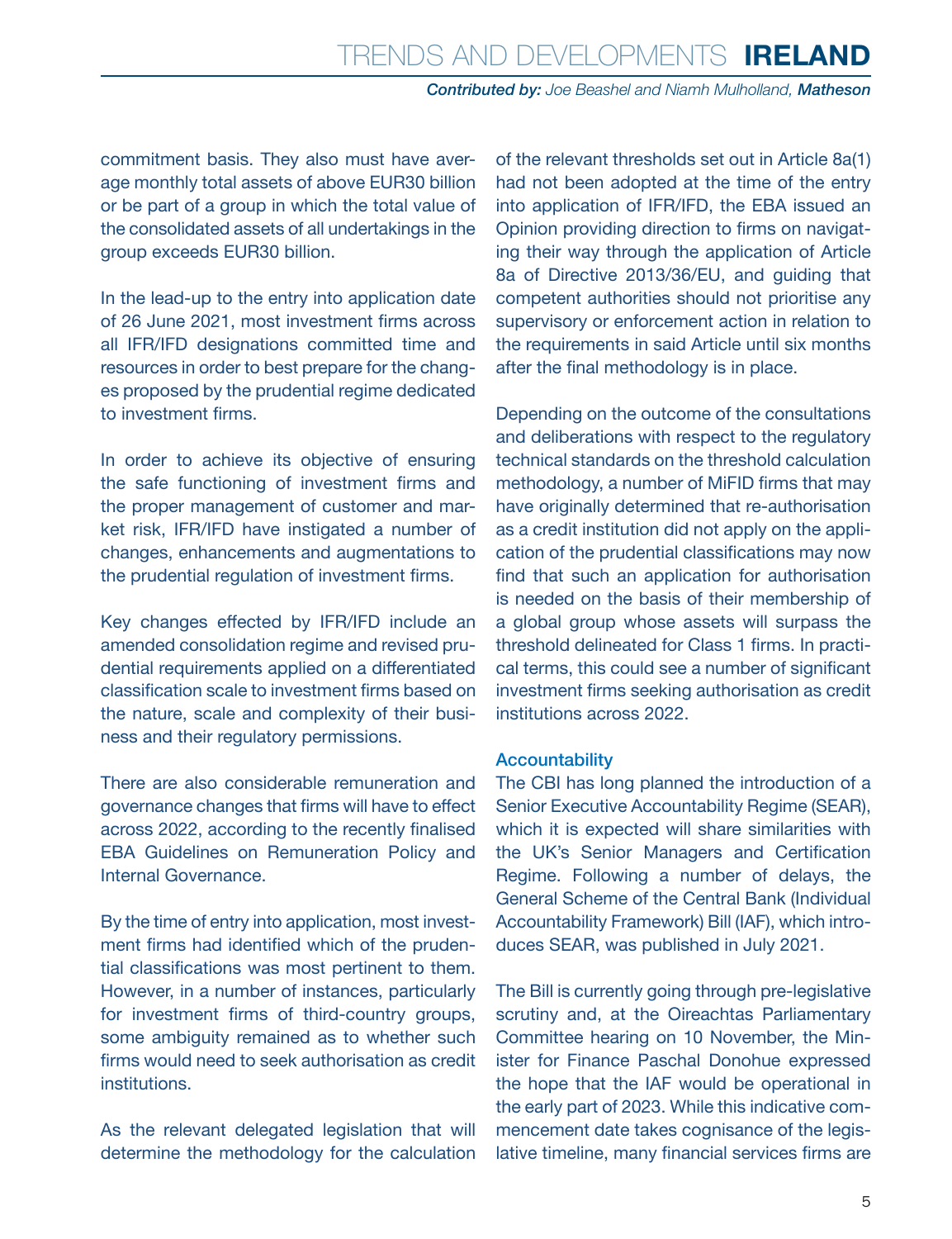commitment basis. They also must have average monthly total assets of above EUR30 billion or be part of a group in which the total value of the consolidated assets of all undertakings in the group exceeds EUR30 billion.

In the lead-up to the entry into application date of 26 June 2021, most investment firms across all IFR/IFD designations committed time and resources in order to best prepare for the changes proposed by the prudential regime dedicated to investment firms.

In order to achieve its objective of ensuring the safe functioning of investment firms and the proper management of customer and market risk, IFR/IFD have instigated a number of changes, enhancements and augmentations to the prudential regulation of investment firms.

Key changes effected by IFR/IFD include an amended consolidation regime and revised prudential requirements applied on a differentiated classification scale to investment firms based on the nature, scale and complexity of their business and their regulatory permissions.

There are also considerable remuneration and governance changes that firms will have to effect across 2022, according to the recently finalised EBA Guidelines on Remuneration Policy and Internal Governance.

By the time of entry into application, most investment firms had identified which of the prudential classifications was most pertinent to them. However, in a number of instances, particularly for investment firms of third-country groups, some ambiguity remained as to whether such firms would need to seek authorisation as credit institutions.

As the relevant delegated legislation that will determine the methodology for the calculation of the relevant thresholds set out in Article 8a(1) had not been adopted at the time of the entry into application of IFR/IFD, the EBA issued an Opinion providing direction to firms on navigating their way through the application of Article 8a of Directive 2013/36/EU, and guiding that competent authorities should not prioritise any supervisory or enforcement action in relation to the requirements in said Article until six months after the final methodology is in place.

Depending on the outcome of the consultations and deliberations with respect to the regulatory technical standards on the threshold calculation methodology, a number of MiFID firms that may have originally determined that re-authorisation as a credit institution did not apply on the application of the prudential classifications may now find that such an application for authorisation is needed on the basis of their membership of a global group whose assets will surpass the threshold delineated for Class 1 firms. In practical terms, this could see a number of significant investment firms seeking authorisation as credit institutions across 2022.

### Accountability

The CBI has long planned the introduction of a Senior Executive Accountability Regime (SEAR), which it is expected will share similarities with the UK's Senior Managers and Certification Regime. Following a number of delays, the General Scheme of the Central Bank (Individual Accountability Framework) Bill (IAF), which introduces SEAR, was published in July 2021.

The Bill is currently going through pre-legislative scrutiny and, at the Oireachtas Parliamentary Committee hearing on 10 November, the Minister for Finance Paschal Donohue expressed the hope that the IAF would be operational in the early part of 2023. While this indicative commencement date takes cognisance of the legislative timeline, many financial services firms are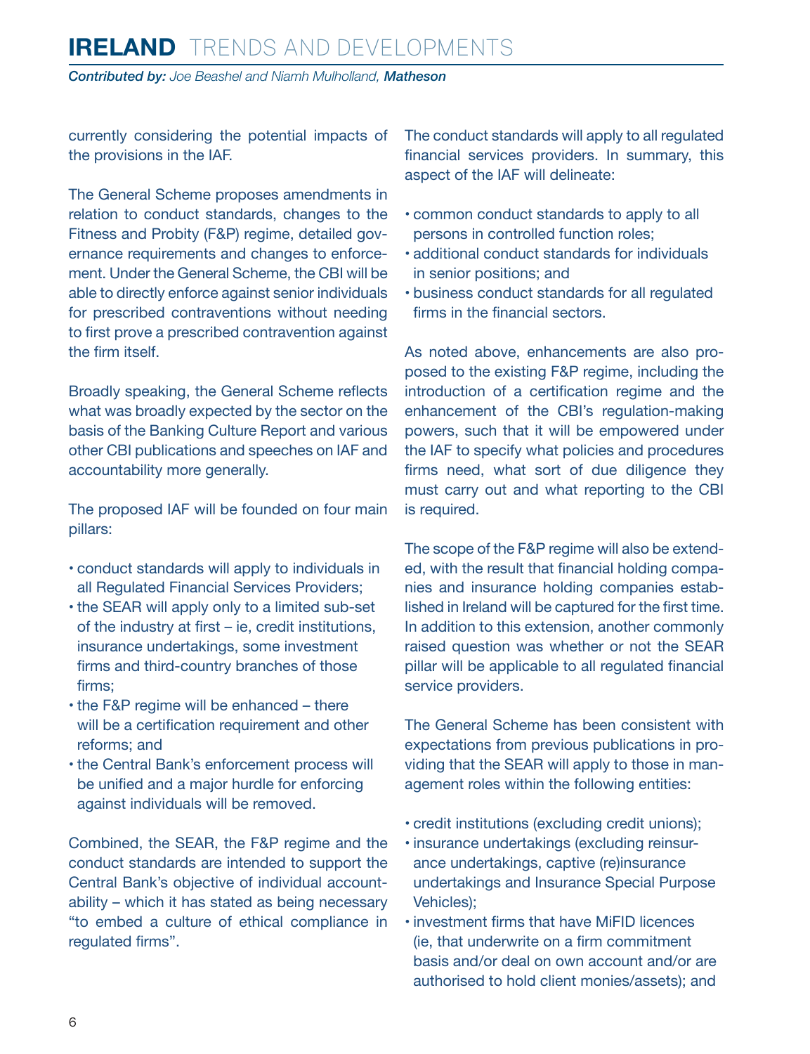currently considering the potential impacts of the provisions in the IAF.

The General Scheme proposes amendments in relation to conduct standards, changes to the Fitness and Probity (F&P) regime, detailed governance requirements and changes to enforcement. Under the General Scheme, the CBI will be able to directly enforce against senior individuals for prescribed contraventions without needing to first prove a prescribed contravention against the firm itself.

Broadly speaking, the General Scheme reflects what was broadly expected by the sector on the basis of the Banking Culture Report and various other CBI publications and speeches on IAF and accountability more generally.

The proposed IAF will be founded on four main pillars:

- conduct standards will apply to individuals in all Regulated Financial Services Providers;
- the SEAR will apply only to a limited sub-set of the industry at first – ie, credit institutions, insurance undertakings, some investment firms and third-country branches of those firms;
- the F&P regime will be enhanced – there will be a certification requirement and other reforms; and
- the Central Bank's enforcement process will be unified and a major hurdle for enforcing against individuals will be removed.

Combined, the SEAR, the F&P regime and the conduct standards are intended to support the Central Bank's objective of individual accountability – which it has stated as being necessary "to embed a culture of ethical compliance in regulated firms".

The conduct standards will apply to all regulated financial services providers. In summary, this aspect of the IAF will delineate:

- common conduct standards to apply to all persons in controlled function roles;
- additional conduct standards for individuals in senior positions; and
- business conduct standards for all regulated firms in the financial sectors.

As noted above, enhancements are also proposed to the existing F&P regime, including the introduction of a certification regime and the enhancement of the CBI's regulation-making powers, such that it will be empowered under the IAF to specify what policies and procedures firms need, what sort of due diligence they must carry out and what reporting to the CBI is required.

The scope of the F&P regime will also be extended, with the result that financial holding companies and insurance holding companies established in Ireland will be captured for the first time. In addition to this extension, another commonly raised question was whether or not the SEAR pillar will be applicable to all regulated financial service providers.

The General Scheme has been consistent with expectations from previous publications in providing that the SEAR will apply to those in management roles within the following entities:

- credit institutions (excluding credit unions);
- insurance undertakings (excluding reinsurance undertakings, captive (re)insurance undertakings and Insurance Special Purpose Vehicles);
- investment firms that have MiFID licences (ie, that underwrite on a firm commitment basis and/or deal on own account and/or are authorised to hold client monies/assets); and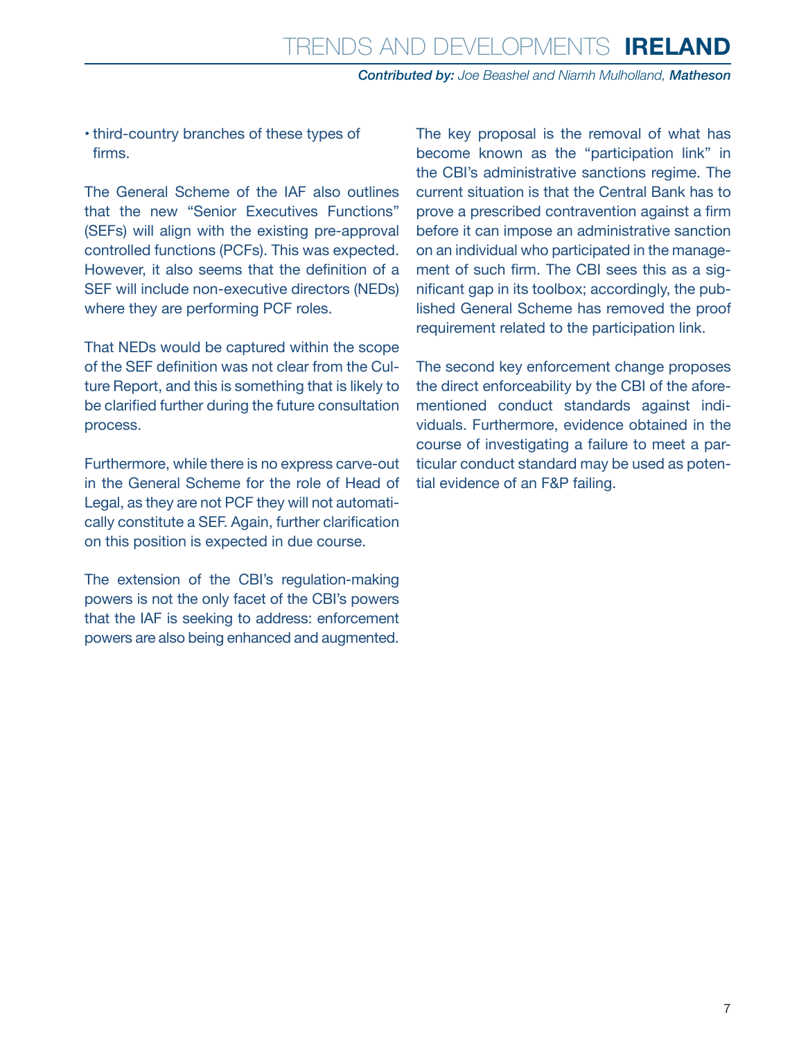- third-country branches of these types of firms.

The General Scheme of the IAF also outlines that the new "Senior Executives Functions" (SEFs) will align with the existing pre-approval controlled functions (PCFs). This was expected. However, it also seems that the definition of a SEF will include non-executive directors (NEDs) where they are performing PCF roles.

That NEDs would be captured within the scope of the SEF definition was not clear from the Culture Report, and this is something that is likely to be clarified further during the future consultation process.

Furthermore, while there is no express carve-out in the General Scheme for the role of Head of Legal, as they are not PCF they will not automatically constitute a SEF. Again, further clarification on this position is expected in due course.

The extension of the CBI's regulation-making powers is not the only facet of the CBI's powers that the IAF is seeking to address: enforcement powers are also being enhanced and augmented.

The key proposal is the removal of what has become known as the "participation link" in the CBI's administrative sanctions regime. The current situation is that the Central Bank has to prove a prescribed contravention against a firm before it can impose an administrative sanction on an individual who participated in the management of such firm. The CBI sees this as a significant gap in its toolbox; accordingly, the published General Scheme has removed the proof requirement related to the participation link.

The second key enforcement change proposes the direct enforceability by the CBI of the aforementioned conduct standards against individuals. Furthermore, evidence obtained in the course of investigating a failure to meet a particular conduct standard may be used as potential evidence of an F&P failing.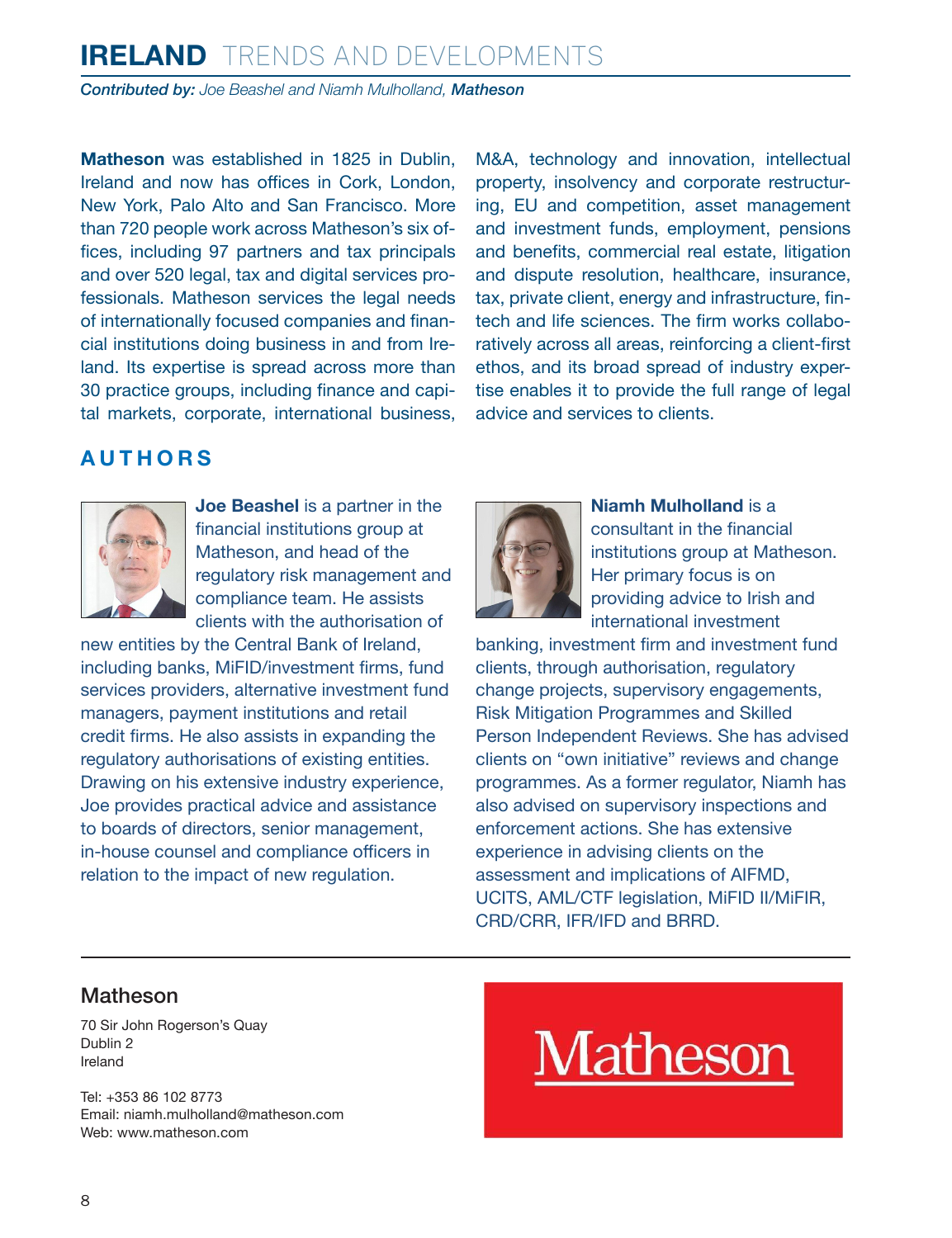**Matheson** was established in 1825 in Dublin, Ireland and now has offices in Cork, London, New York, Palo Alto and San Francisco. More than 720 people work across Matheson's six offices, including 97 partners and tax principals and over 520 legal, tax and digital services professionals. Matheson services the legal needs of internationally focused companies and financial institutions doing business in and from Ireland. Its expertise is spread across more than 30 practice groups, including finance and capital markets, corporate, international business, M&A, technology and innovation, intellectual property, insolvency and corporate restructuring, EU and competition, asset management and investment funds, employment, pensions and benefits, commercial real estate, litigation and dispute resolution, healthcare, insurance, tax, private client, energy and infrastructure, fintech and life sciences. The firm works collaboratively across all areas, reinforcing a client-first ethos, and its broad spread of industry expertise enables it to provide the full range of legal advice and services to clients.

## AUTHORS

**Joe Beashel** is a partner in the financial institutions group at Matheson, and head of the regulatory risk management and compliance team. He assists clients with the authorisation of new entities by the Central Bank of Ireland, including banks, MiFID/investment firms, fund services providers, alternative investment fund managers, payment institutions and retail credit firms. He also assists in expanding the regulatory authorisations of existing entities. Drawing on his extensive industry experience, Joe provides practical advice and assistance to boards of directors, senior management, in-house counsel and compliance officers in relation to the impact of new regulation.

**Niamh Mulholland** is a consultant in the financial institutions group at Matheson. Her primary focus is on providing advice to Irish and international investment banking, investment firm and investment fund clients, through authorisation, regulatory change projects, supervisory engagements, Risk Mitigation Programmes and Skilled Person Independent Reviews. She has advised clients on "own initiative" reviews and change programmes. As a former regulator, Niamh has also advised on supervisory inspections and enforcement actions. She has extensive experience in advising clients on the assessment and implications of AIFMD, UCITS, AML/CTF legislation, MiFID II/MiFIR, CRD/CRR, IFR/IFD and BRRD.

## Matheson

70 Sir John Rogerson's Quay
Dublin 2
Ireland

Tel: +353 86 102 8773
Email: niamh.mulholland@matheson.com
Web: www.matheson.com